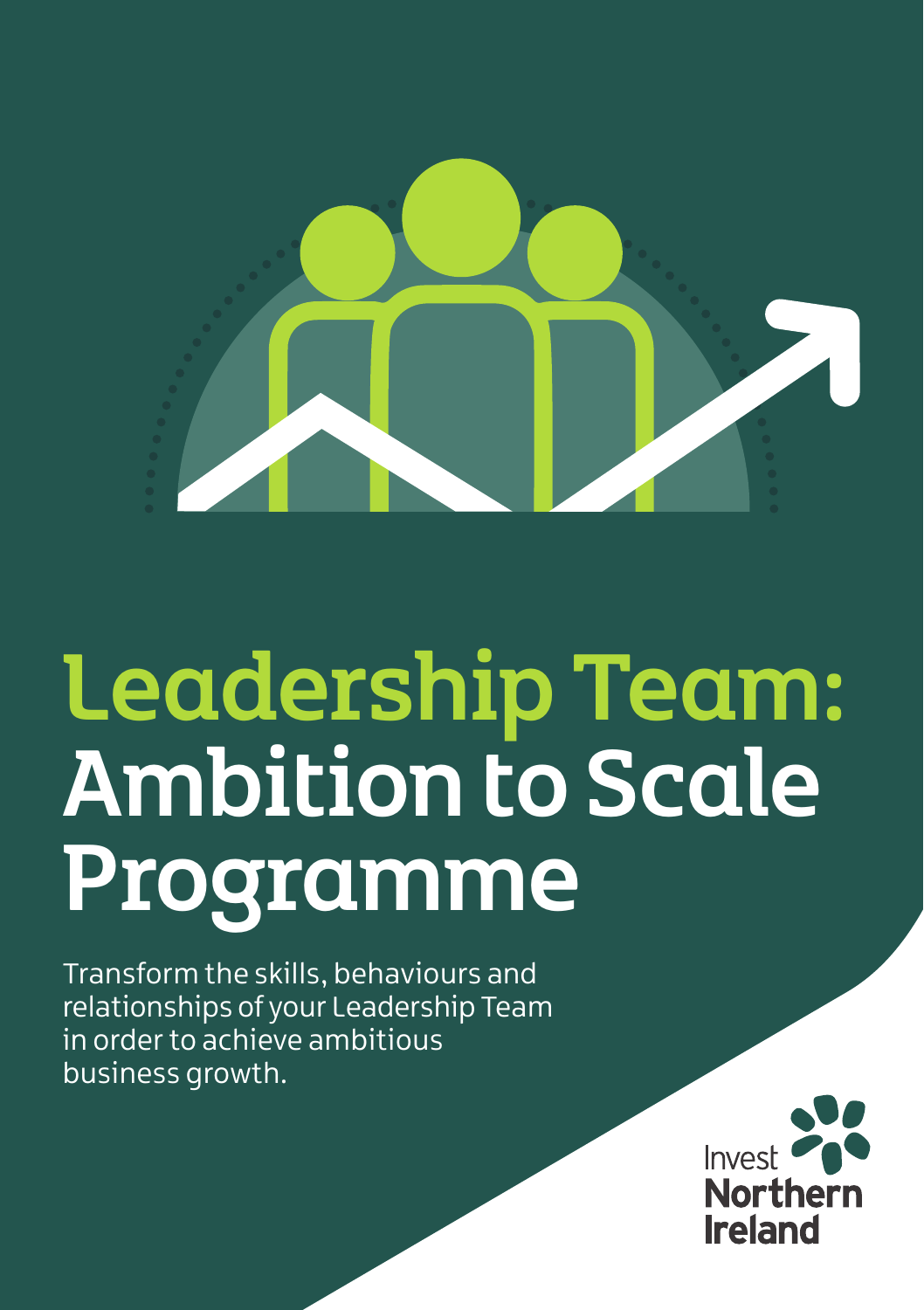# Leadership Team: Ambition to Scale Programme

Transform the skills, behaviours and relationships of your Leadership Team in order to achieve ambitious business growth.

Invest Northern Ireland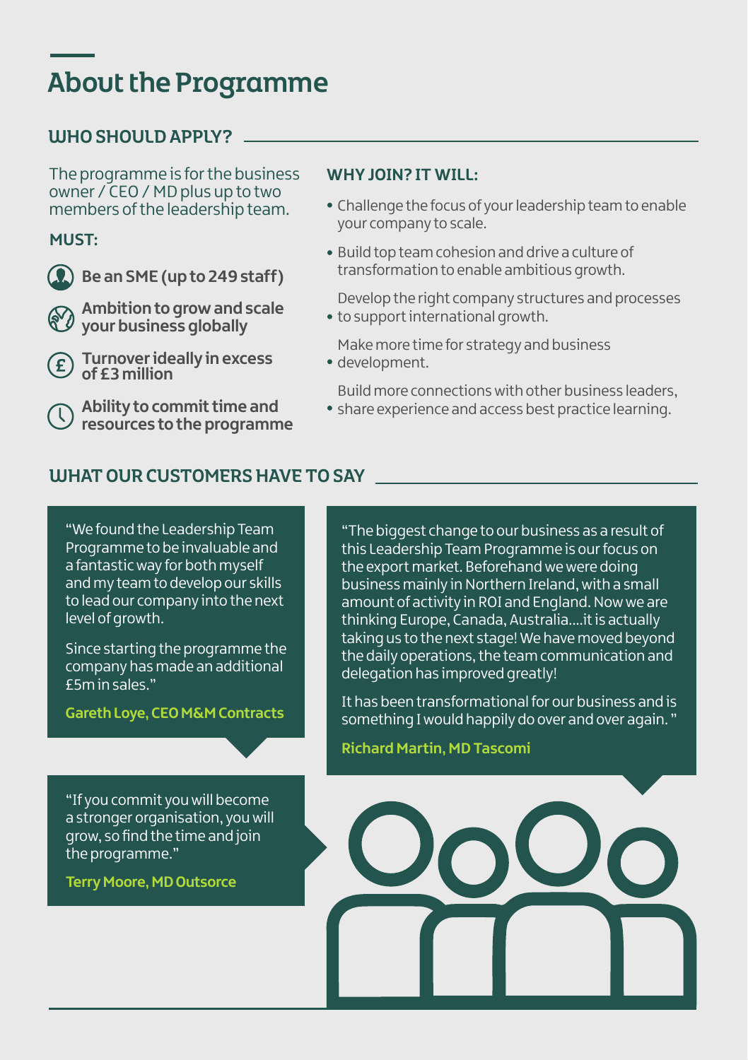# About the Programme

## WHO SHOULD APPLY?

The programme is for the business owner / CEO / MD plus up to two members of the leadership team.

### MUST:

- **Be an SME (up to 249 staff)**
- **Ambition to grow and scale your business globally**
- **Turnover ideally in excess of £3 million**
- **Ability to commit time and resources to the programme**

### WHY JOIN? IT WILL:

- Challenge the focus of your leadership team to enable your company to scale.
- Build top team cohesion and drive a culture of transformation to enable ambitious growth.
- Develop the right company structures and processes to support international growth.
- Make more time for strategy and business development.
- Build more connections with other business leaders, share experience and access best practice learning.

## WHAT OUR CUSTOMERS HAVE TO SAY

"We found the Leadership Team Programme to be invaluable and a fantastic way for both myself and my team to develop our skills to lead our company into the next level of growth.

Since starting the programme the company has made an additional £5m in sales."

**Gareth Loye, CEO M&M Contracts**

"The biggest change to our business as a result of this Leadership Team Programme is our focus on the export market. Beforehand we were doing business mainly in Northern Ireland, with a small amount of activity in ROI and England. Now we are thinking Europe, Canada, Australia....it is actually taking us to the next stage! We have moved beyond the daily operations, the team communication and delegation has improved greatly!

It has been transformational for our business and is something I would happily do over and over again."

**Richard Martin, MD Tascomi**

"If you commit you will become a stronger organisation, you will grow, so find the time and join the programme."

**Terry Moore, MD Outsorce**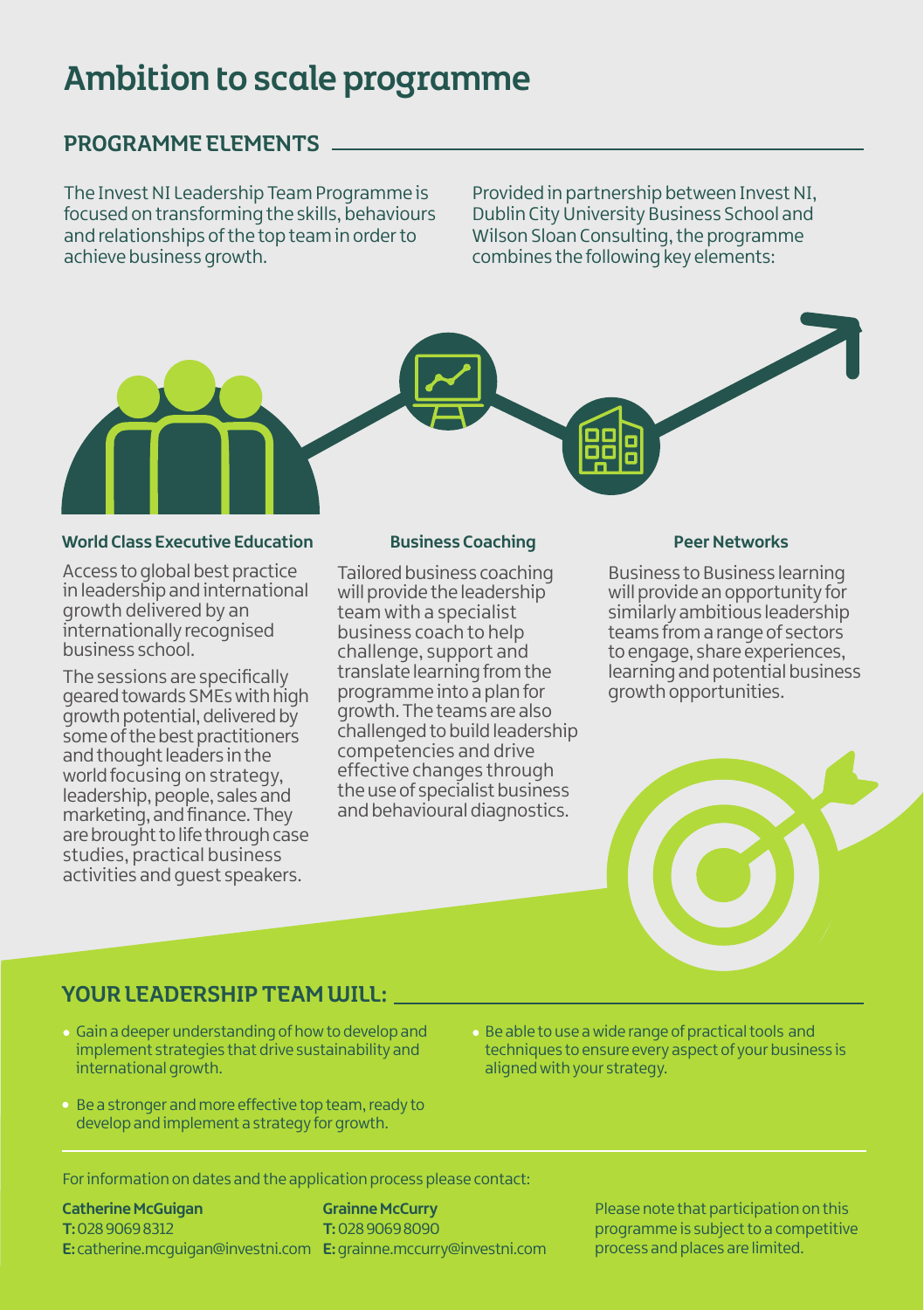# Ambition to scale programme

## PROGRAMME ELEMENTS

The Invest NI Leadership Team Programme is focused on transforming the skills, behaviours and relationships of the top team in order to achieve business growth.

Provided in partnership between Invest NI, Dublin City University Business School and Wilson Sloan Consulting, the programme combines the following key elements:

### World Class Executive Education

Access to global best practice in leadership and international growth delivered by an internationally recognised business school.

The sessions are specifically geared towards SMEs with high growth potential, delivered by some of the best practitioners and thought leaders in the world focusing on strategy, leadership, people, sales and marketing, and finance. They are brought to life through case studies, practical business activities and guest speakers.

### Business Coaching

Tailored business coaching will provide the leadership team with a specialist business coach to help challenge, support and translate learning from the programme into a plan for growth. The teams are also challenged to build leadership competencies and drive effective changes through the use of specialist business and behavioural diagnostics.

### Peer Networks

Business to Business learning will provide an opportunity for similarly ambitious leadership teams from a range of sectors to engage, share experiences, learning and potential business growth opportunities.

## YOUR LEADERSHIP TEAM WILL:

- Gain a deeper understanding of how to develop and implement strategies that drive sustainability and international growth.
- Be a stronger and more effective top team, ready to develop and implement a strategy for growth.
- Be able to use a wide range of practical tools and techniques to ensure every aspect of your business is aligned with your strategy.

For information on dates and the application process please contact:

**Catherine McGuigan**
**T:** 028 9069 8312
**E:** catherine.mcguigan@investni.com

**Grainne McCurry**
**T:** 028 9069 8090
**E:** grainne.mccurry@investni.com

Please note that participation on this programme is subject to a competitive process and places are limited.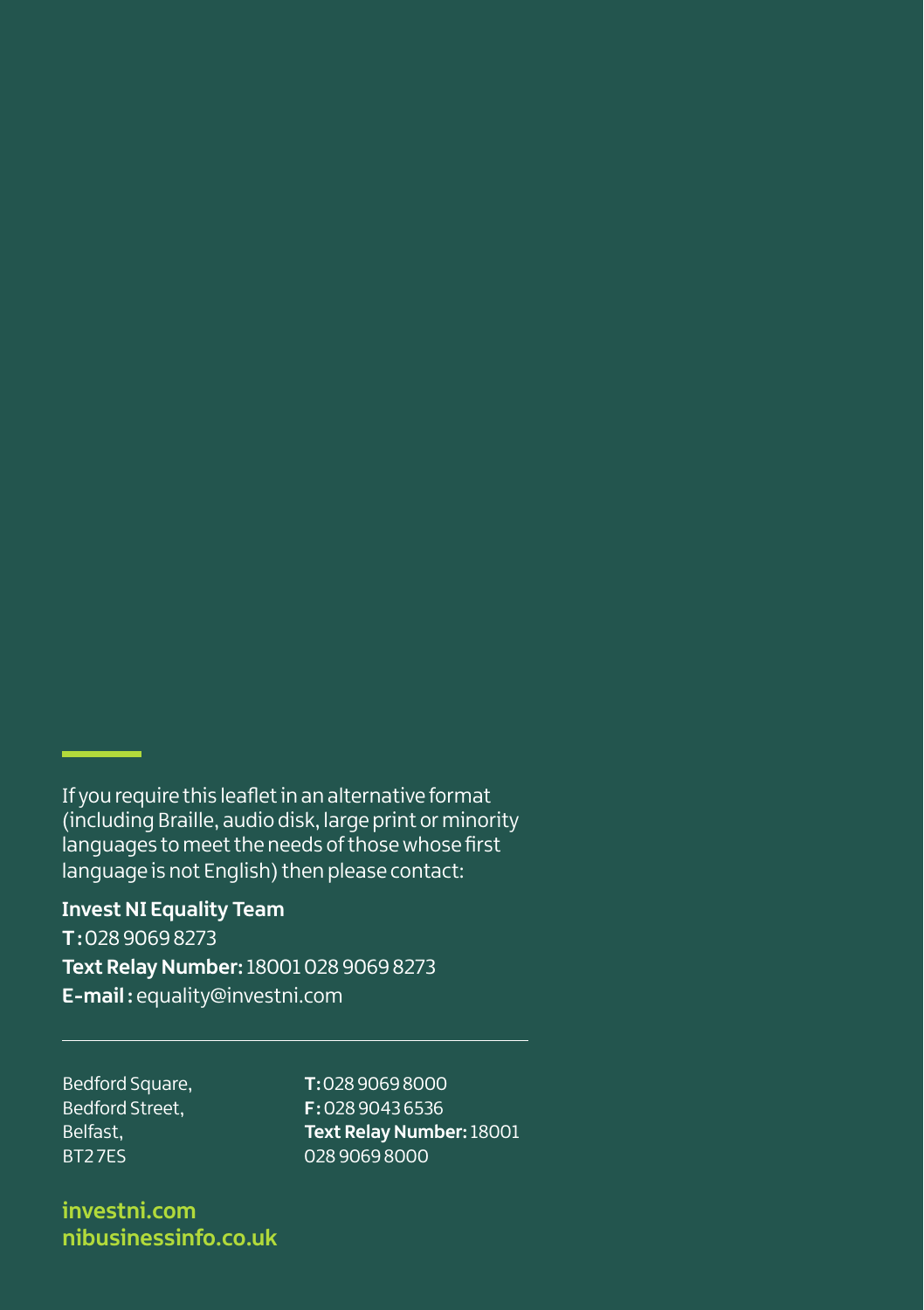If you require this leaflet in an alternative format (including Braille, audio disk, large print or minority languages to meet the needs of those whose first language is not English) then please contact:

**Invest NI Equality Team**
**T :** 028 9069 8273
**Text Relay Number:** 18001 028 9069 8273
**E-mail :** equality@investni.com

---

Bedford Square,
Bedford Street,
Belfast,
BT2 7ES

**T:** 028 9069 8000
**F:** 028 9043 6536
**Text Relay Number:** 18001 028 9069 8000

**investni.com**
**nibusinessinfo.co.uk**